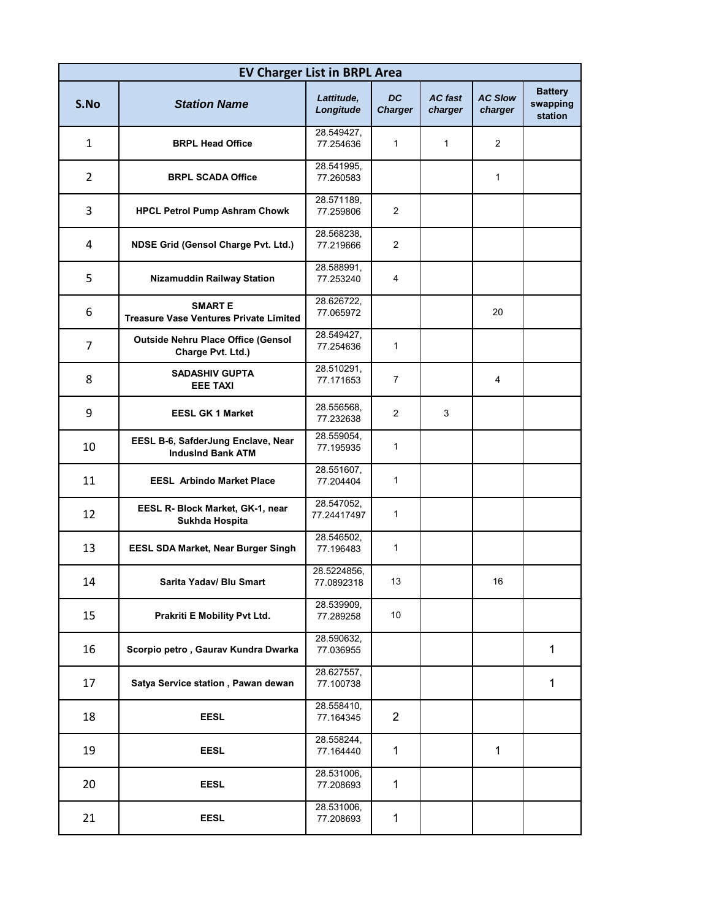| EV Charger List in BRPL Area | | | | | | |
|---|---|---|---|---|---|---|
| **S.No** | ***Station Name*** | ***Lattitude, Longitude*** | ***DC Charger*** | ***AC fast charger*** | ***AC Slow charger*** | **Battery swapping station** |
| 1 | **BRPL Head Office** | 28.549427, 77.254636 | 1 | 1 | 2 | |
| 2 | **BRPL SCADA Office** | 28.541995, 77.260583 | | | 1 | |
| 3 | **HPCL Petrol Pump Ashram Chowk** | 28.571189, 77.259806 | 2 | | | |
| 4 | **NDSE Grid (Gensol Charge Pvt. Ltd.)** | 28.568238, 77.219666 | 2 | | | |
| 5 | **Nizamuddin Railway Station** | 28.588991, 77.253240 | 4 | | | |
| 6 | **SMART E Treasure Vase Ventures Private Limited** | 28.626722, 77.065972 | | | 20 | |
| 7 | **Outside Nehru Place Office (Gensol Charge Pvt. Ltd.)** | 28.549427, 77.254636 | 1 | | | |
| 8 | **SADASHIV GUPTA EEE TAXI** | 28.510291, 77.171653 | 7 | | 4 | |
| 9 | **EESL GK 1 Market** | 28.556568, 77.232638 | 2 | 3 | | |
| 10 | **EESL B-6, SafderJung Enclave, Near IndusInd Bank ATM** | 28.559054, 77.195935 | 1 | | | |
| 11 | **EESL Arbindo Market Place** | 28.551607, 77.204404 | 1 | | | |
| 12 | **EESL R- Block Market, GK-1, near Sukhda Hospita** | 28.547052, 77.24417497 | 1 | | | |
| 13 | **EESL SDA Market, Near Burger Singh** | 28.546502, 77.196483 | 1 | | | |
| 14 | **Sarita Yadav/ Blu Smart** | 28.5224856, 77.0892318 | 13 | | 16 | |
| 15 | **Prakriti E Mobility Pvt Ltd.** | 28.539909, 77.289258 | 10 | | | |
| 16 | **Scorpio petro , Gaurav Kundra Dwarka** | 28.590632, 77.036955 | | | | 1 |
| 17 | **Satya Service station , Pawan dewan** | 28.627557, 77.100738 | | | | 1 |
| 18 | **EESL** | 28.558410, 77.164345 | 2 | | | |
| 19 | **EESL** | 28.558244, 77.164440 | 1 | | 1 | |
| 20 | **EESL** | 28.531006, 77.208693 | 1 | | | |
| 21 | **EESL** | 28.531006, 77.208693 | 1 | | | |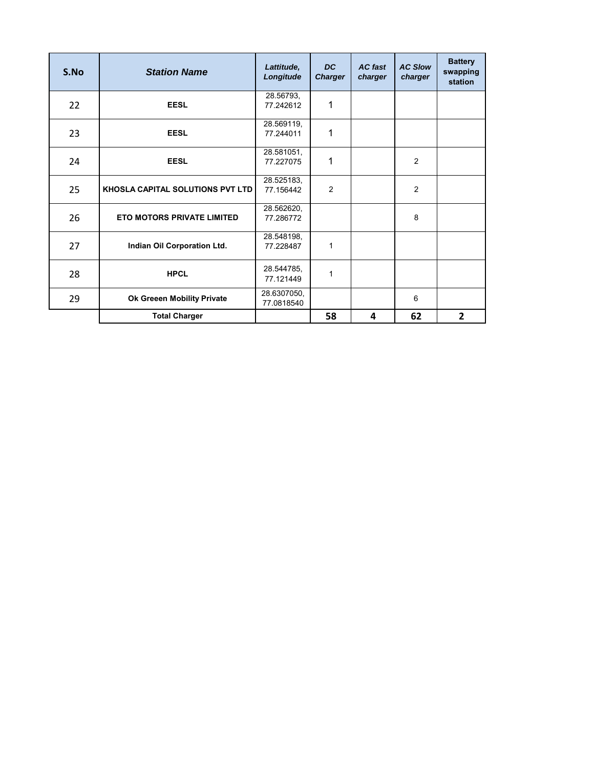| S.No | Station Name | Lattitude, Longitude | DC Charger | AC fast charger | AC Slow charger | Battery swapping station |
|---|---|---|---|---|---|---|
| 22 | EESL | 28.56793, 77.242612 | 1 | | | |
| 23 | EESL | 28.569119, 77.244011 | 1 | | | |
| 24 | EESL | 28.581051, 77.227075 | 1 | | 2 | |
| 25 | KHOSLA CAPITAL SOLUTIONS PVT LTD | 28.525183, 77.156442 | 2 | | 2 | |
| 26 | ETO MOTORS PRIVATE LIMITED | 28.562620, 77.286772 | | | 8 | |
| 27 | Indian Oil Corporation Ltd. | 28.548198, 77.228487 | 1 | | | |
| 28 | HPCL | 28.544785, 77.121449 | 1 | | | |
| 29 | Ok Greeen Mobility Private | 28.6307050, 77.0818540 | | | 6 | |
| | Total Charger | | 58 | 4 | 62 | 2 |